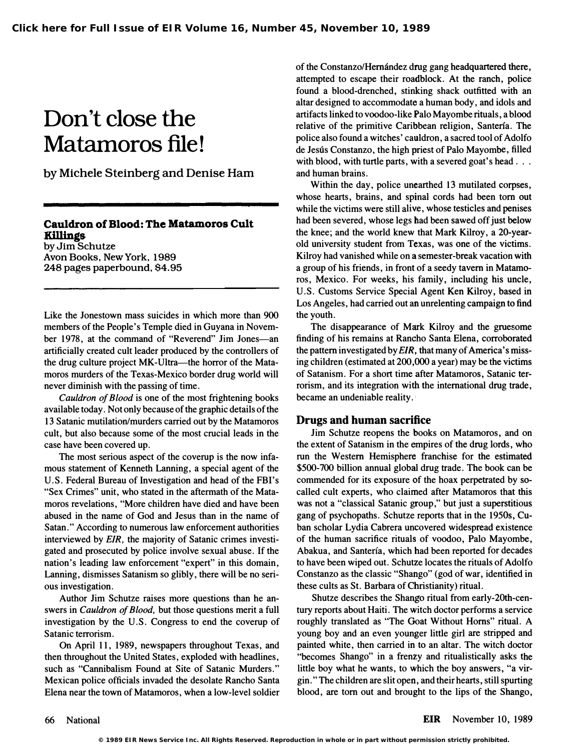# Don't close the Matamoros file!

by Michele Steinberg and Denise Ham

**Cauldron of Blood: The Matamoros Cult Killings**
by Jim Schutze
Avon Books, New York, 1989
248 pages paperbound, $4.95

Like the Jonestown mass suicides in which more than 900 members of the People's Temple died in Guyana in November 1978, at the command of "Reverend" Jim Jones—an artificially created cult leader produced by the controllers of the drug culture project MK-Ultra—the horror of the Matamoros murders of the Texas-Mexico border drug world will never diminish with the passing of time.

*Cauldron of Blood* is one of the most frightening books available today. Not only because of the graphic details of the 13 Satanic mutilation/murders carried out by the Matamoros cult, but also because some of the most crucial leads in the case have been covered up.

The most serious aspect of the coverup is the now infamous statement of Kenneth Lanning, a special agent of the U.S. Federal Bureau of Investigation and head of the FBI's "Sex Crimes" unit, who stated in the aftermath of the Matamoros revelations, "More children have died and have been abused in the name of God and Jesus than in the name of Satan." According to numerous law enforcement authorities interviewed by *EIR*, the majority of Satanic crimes investigated and prosecuted by police involve sexual abuse. If the nation's leading law enforcement "expert" in this domain, Lanning, dismisses Satanism so glibly, there will be no serious investigation.

Author Jim Schutze raises more questions than he answers in *Cauldron of Blood*, but those questions merit a full investigation by the U.S. Congress to end the coverup of Satanic terrorism.

On April 11, 1989, newspapers throughout Texas, and then throughout the United States, exploded with headlines, such as "Cannibalism Found at Site of Satanic Murders." Mexican police officials invaded the desolate Rancho Santa Elena near the town of Matamoros, when a low-level soldier of the Constanzo/Hernández drug gang headquartered there, attempted to escape their roadblock. At the ranch, police found a blood-drenched, stinking shack outfitted with an altar designed to accommodate a human body, and idols and artifacts linked to voodoo-like Palo Mayombe rituals, a blood relative of the primitive Caribbean religion, Santería. The police also found a witches' cauldron, a sacred tool of Adolfo de Jesús Constanzo, the high priest of Palo Mayombe, filled with blood, with turtle parts, with a severed goat's head . . . and human brains.

Within the day, police unearthed 13 mutilated corpses, whose hearts, brains, and spinal cords had been torn out while the victims were still alive, whose testicles and penises had been severed, whose legs had been sawed off just below the knee; and the world knew that Mark Kilroy, a 20-year-old university student from Texas, was one of the victims. Kilroy had vanished while on a semester-break vacation with a group of his friends, in front of a seedy tavern in Matamoros, Mexico. For weeks, his family, including his uncle, U.S. Customs Service Special Agent Ken Kilroy, based in Los Angeles, had carried out an unrelenting campaign to find the youth.

The disappearance of Mark Kilroy and the gruesome finding of his remains at Rancho Santa Elena, corroborated the pattern investigated by *EIR*, that many of America's missing children (estimated at 200,000 a year) may be the victims of Satanism. For a short time after Matamoros, Satanic terrorism, and its integration with the international drug trade, became an undeniable reality.

## Drugs and human sacrifice

Jim Schutze reopens the books on Matamoros, and on the extent of Satanism in the empires of the drug lords, who run the Western Hemisphere franchise for the estimated $500-700 billion annual global drug trade. The book can be commended for its exposure of the hoax perpetrated by so-called cult experts, who claimed after Matamoros that this was not a "classical Satanic group," but just a superstitious gang of psychopaths. Schutze reports that in the 1950s, Cuban scholar Lydia Cabrera uncovered widespread existence of the human sacrifice rituals of voodoo, Palo Mayombe, Abakua, and Santería, which had been reported for decades to have been wiped out. Schutze locates the rituals of Adolfo Constanzo as the classic "Shango" (god of war, identified in these cults as St. Barbara of Christianity) ritual.

Shutze describes the Shango ritual from early-20th-century reports about Haiti. The witch doctor performs a service roughly translated as "The Goat Without Horns" ritual. A young boy and an even younger little girl are stripped and painted white, then carried in to an altar. The witch doctor "becomes Shango" in a frenzy and ritualistically asks the little boy what he wants, to which the boy answers, "a virgin." The children are slit open, and their hearts, still spurting blood, are torn out and brought to the lips of the Shango,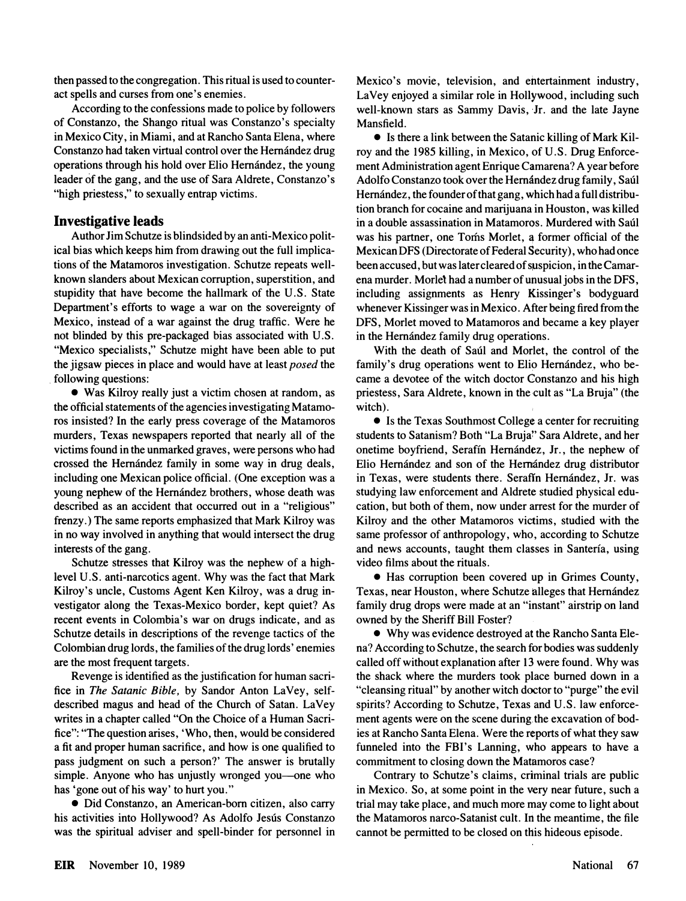then passed to the congregation. This ritual is used to counteract spells and curses from one's enemies.

According to the confessions made to police by followers of Constanzo, the Shango ritual was Constanzo's specialty in Mexico City, in Miami, and at Rancho Santa Elena, where Constanzo had taken virtual control over the Hernández drug operations through his hold over Elio Hernández, the young leader of the gang, and the use of Sara Aldrete, Constanzo's "high priestess," to sexually entrap victims.

## Investigative leads

Author Jim Schutze is blindsided by an anti-Mexico political bias which keeps him from drawing out the full implications of the Matamoros investigation. Schutze repeats well-known slanders about Mexican corruption, superstition, and stupidity that have become the hallmark of the U.S. State Department's efforts to wage a war on the sovereignty of Mexico, instead of a war against the drug traffic. Were he not blinded by this pre-packaged bias associated with U.S. "Mexico specialists," Schutze might have been able to put the jigsaw pieces in place and would have at least *posed* the following questions:

- Was Kilroy really just a victim chosen at random, as the official statements of the agencies investigating Matamoros insisted? In the early press coverage of the Matamoros murders, Texas newspapers reported that nearly all of the victims found in the unmarked graves, were persons who had crossed the Hernández family in some way in drug deals, including one Mexican police official. (One exception was a young nephew of the Hernández brothers, whose death was described as an accident that occurred out in a "religious" frenzy.) The same reports emphasized that Mark Kilroy was in no way involved in anything that would intersect the drug interests of the gang.

Schutze stresses that Kilroy was the nephew of a high-level U.S. anti-narcotics agent. Why was the fact that Mark Kilroy's uncle, Customs Agent Ken Kilroy, was a drug investigator along the Texas-Mexico border, kept quiet? As recent events in Colombia's war on drugs indicate, and as Schutze details in descriptions of the revenge tactics of the Colombian drug lords, the families of the drug lords' enemies are the most frequent targets.

Revenge is identified as the justification for human sacrifice in *The Satanic Bible*, by Sandor Anton LaVey, self-described magus and head of the Church of Satan. LaVey writes in a chapter called "On the Choice of a Human Sacrifice": "The question arises, 'Who, then, would be considered a fit and proper human sacrifice, and how is one qualified to pass judgment on such a person?' The answer is brutally simple. Anyone who has unjustly wronged you—one who has 'gone out of his way' to hurt you."

- Did Constanzo, an American-born citizen, also carry his activities into Hollywood? As Adolfo Jesús Constanzo was the spiritual adviser and spell-binder for personnel in Mexico's movie, television, and entertainment industry, LaVey enjoyed a similar role in Hollywood, including such well-known stars as Sammy Davis, Jr. and the late Jayne Mansfield.

- Is there a link between the Satanic killing of Mark Kilroy and the 1985 killing, in Mexico, of U.S. Drug Enforcement Administration agent Enrique Camarena? A year before Adolfo Constanzo took over the Hernández drug family, Saúl Hernández, the founder of that gang, which had a full distribution branch for cocaine and marijuana in Houston, was killed in a double assassination in Matamoros. Murdered with Saúl was his partner, one Toms Morlet, a former official of the Mexican DFS (Directorate of Federal Security), who had once been accused, but was later cleared of suspicion, in the Camarena murder. Morlet had a number of unusual jobs in the DFS, including assignments as Henry Kissinger's bodyguard whenever Kissinger was in Mexico. After being fired from the DFS, Morlet moved to Matamoros and became a key player in the Hernández family drug operations.

With the death of Saúl and Morlet, the control of the family's drug operations went to Elio Hernández, who became a devotee of the witch doctor Constanzo and his high priestess, Sara Aldrete, known in the cult as "La Bruja" (the witch).

- Is the Texas Southmost College a center for recruiting students to Satanism? Both "La Bruja" Sara Aldrete, and her onetime boyfriend, Serafín Hernández, Jr., the nephew of Elio Hernández and son of the Hernández drug distributor in Texas, were students there. Serafín Hernández, Jr. was studying law enforcement and Aldrete studied physical education, but both of them, now under arrest for the murder of Kilroy and the other Matamoros victims, studied with the same professor of anthropology, who, according to Schutze and news accounts, taught them classes in Santería, using video films about the rituals.

- Has corruption been covered up in Grimes County, Texas, near Houston, where Schutze alleges that Hernández family drug drops were made at an "instant" airstrip on land owned by the Sheriff Bill Foster?

- Why was evidence destroyed at the Rancho Santa Elena? According to Schutze, the search for bodies was suddenly called off without explanation after 13 were found. Why was the shack where the murders took place burned down in a "cleansing ritual" by another witch doctor to "purge" the evil spirits? According to Schutze, Texas and U.S. law enforcement agents were on the scene during the excavation of bodies at Rancho Santa Elena. Were the reports of what they saw funneled into the FBI's Lanning, who appears to have a commitment to closing down the Matamoros case?

Contrary to Schutze's claims, criminal trials are public in Mexico. So, at some point in the very near future, such a trial may take place, and much more may come to light about the Matamoros narco-Satanist cult. In the meantime, the file cannot be permitted to be closed on this hideous episode.